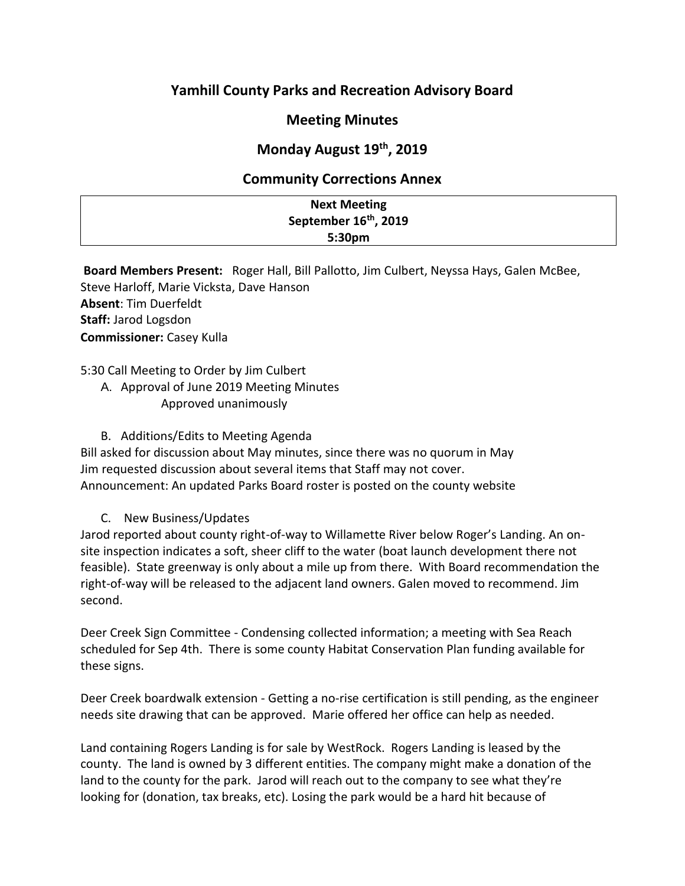# Yamhill County Parks and Recreation Advisory Board

## Meeting Minutes

## Monday August 19th, 2019

## Community Corrections Annex

| Next Meeting<br>September 16th, 2019<br>5:30pm |
|---|

**Board Members Present:** Roger Hall, Bill Pallotto, Jim Culbert, Neyssa Hays, Galen McBee, Steve Harloff, Marie Vicksta, Dave Hanson
**Absent**: Tim Duerfeldt
**Staff:** Jarod Logsdon
**Commissioner:** Casey Kulla

5:30 Call Meeting to Order by Jim Culbert

A. Approval of June 2019 Meeting Minutes
   Approved unanimously

B. Additions/Edits to Meeting Agenda

Bill asked for discussion about May minutes, since there was no quorum in May
Jim requested discussion about several items that Staff may not cover.
Announcement: An updated Parks Board roster is posted on the county website

C. New Business/Updates

Jarod reported about county right-of-way to Willamette River below Roger's Landing. An on-site inspection indicates a soft, sheer cliff to the water (boat launch development there not feasible). State greenway is only about a mile up from there. With Board recommendation the right-of-way will be released to the adjacent land owners. Galen moved to recommend. Jim second.

Deer Creek Sign Committee - Condensing collected information; a meeting with Sea Reach scheduled for Sep 4th. There is some county Habitat Conservation Plan funding available for these signs.

Deer Creek boardwalk extension - Getting a no-rise certification is still pending, as the engineer needs site drawing that can be approved. Marie offered her office can help as needed.

Land containing Rogers Landing is for sale by WestRock. Rogers Landing is leased by the county. The land is owned by 3 different entities. The company might make a donation of the land to the county for the park. Jarod will reach out to the company to see what they're looking for (donation, tax breaks, etc). Losing the park would be a hard hit because of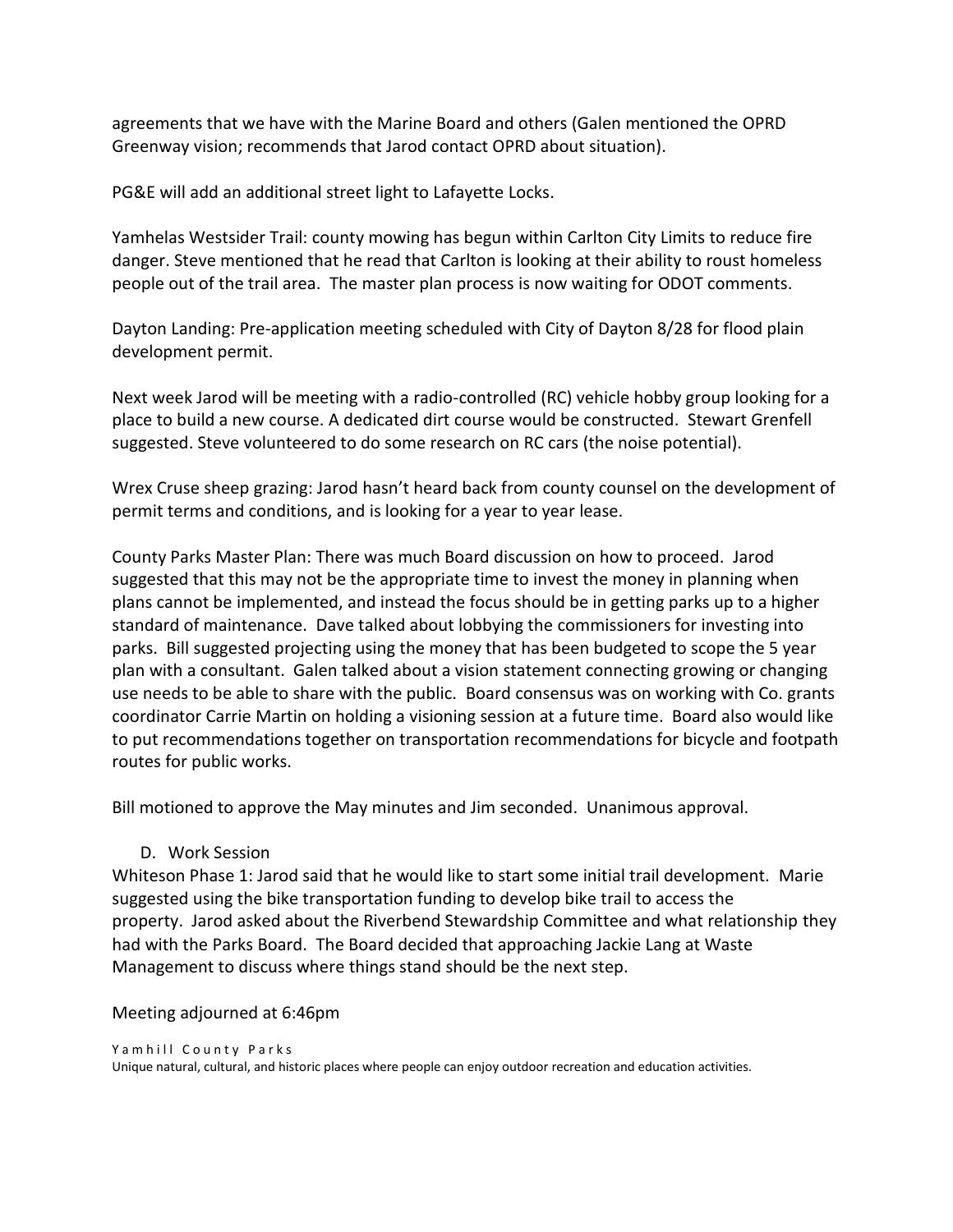agreements that we have with the Marine Board and others (Galen mentioned the OPRD Greenway vision; recommends that Jarod contact OPRD about situation).

PG&E will add an additional street light to Lafayette Locks.

Yamhelas Westsider Trail: county mowing has begun within Carlton City Limits to reduce fire danger. Steve mentioned that he read that Carlton is looking at their ability to roust homeless people out of the trail area. The master plan process is now waiting for ODOT comments.

Dayton Landing: Pre-application meeting scheduled with City of Dayton 8/28 for flood plain development permit.

Next week Jarod will be meeting with a radio-controlled (RC) vehicle hobby group looking for a place to build a new course. A dedicated dirt course would be constructed. Stewart Grenfell suggested. Steve volunteered to do some research on RC cars (the noise potential).

Wrex Cruse sheep grazing: Jarod hasn't heard back from county counsel on the development of permit terms and conditions, and is looking for a year to year lease.

County Parks Master Plan: There was much Board discussion on how to proceed. Jarod suggested that this may not be the appropriate time to invest the money in planning when plans cannot be implemented, and instead the focus should be in getting parks up to a higher standard of maintenance. Dave talked about lobbying the commissioners for investing into parks. Bill suggested projecting using the money that has been budgeted to scope the 5 year plan with a consultant. Galen talked about a vision statement connecting growing or changing use needs to be able to share with the public. Board consensus was on working with Co. grants coordinator Carrie Martin on holding a visioning session at a future time. Board also would like to put recommendations together on transportation recommendations for bicycle and footpath routes for public works.

Bill motioned to approve the May minutes and Jim seconded. Unanimous approval.

D. Work Session

Whiteson Phase 1: Jarod said that he would like to start some initial trail development. Marie suggested using the bike transportation funding to develop bike trail to access the property. Jarod asked about the Riverbend Stewardship Committee and what relationship they had with the Parks Board. The Board decided that approaching Jackie Lang at Waste Management to discuss where things stand should be the next step.

Meeting adjourned at 6:46pm

Yamhill County Parks
Unique natural, cultural, and historic places where people can enjoy outdoor recreation and education activities.